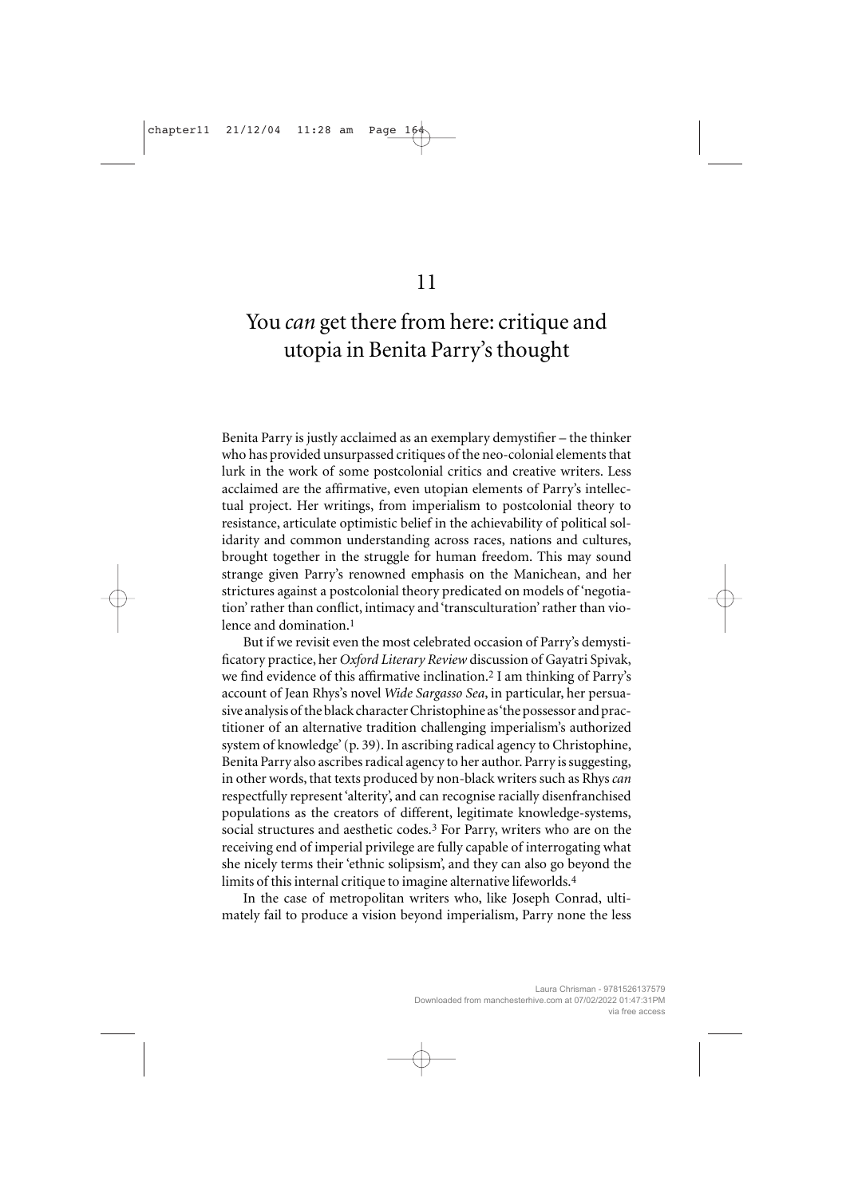# 11

# You *can* get there from here: critique and utopia in Benita Parry's thought

Benita Parry is justly acclaimed as an exemplary demystifier – the thinker who has provided unsurpassed critiques of the neo-colonial elements that lurk in the work of some postcolonial critics and creative writers. Less acclaimed are the affirmative, even utopian elements of Parry's intellectual project. Her writings, from imperialism to postcolonial theory to resistance, articulate optimistic belief in the achievability of political solidarity and common understanding across races, nations and cultures, brought together in the struggle for human freedom. This may sound strange given Parry's renowned emphasis on the Manichean, and her strictures against a postcolonial theory predicated on models of 'negotiation' rather than conflict, intimacy and 'transculturation' rather than violence and domination.[1]

But if we revisit even the most celebrated occasion of Parry's demystificatory practice, her *Oxford Literary Review* discussion of Gayatri Spivak, we find evidence of this affirmative inclination.[2] I am thinking of Parry's account of Jean Rhys's novel *Wide Sargasso Sea*, in particular, her persuasive analysis of the black character Christophine as 'the possessor and practitioner of an alternative tradition challenging imperialism's authorized system of knowledge' (p. 39). In ascribing radical agency to Christophine, Benita Parry also ascribes radical agency to her author. Parry is suggesting, in other words, that texts produced by non-black writers such as Rhys *can* respectfully represent 'alterity', and can recognise racially disenfranchised populations as the creators of different, legitimate knowledge-systems, social structures and aesthetic codes.[3] For Parry, writers who are on the receiving end of imperial privilege are fully capable of interrogating what she nicely terms their 'ethnic solipsism', and they can also go beyond the limits of this internal critique to imagine alternative lifeworlds.[4]

In the case of metropolitan writers who, like Joseph Conrad, ultimately fail to produce a vision beyond imperialism, Parry none the less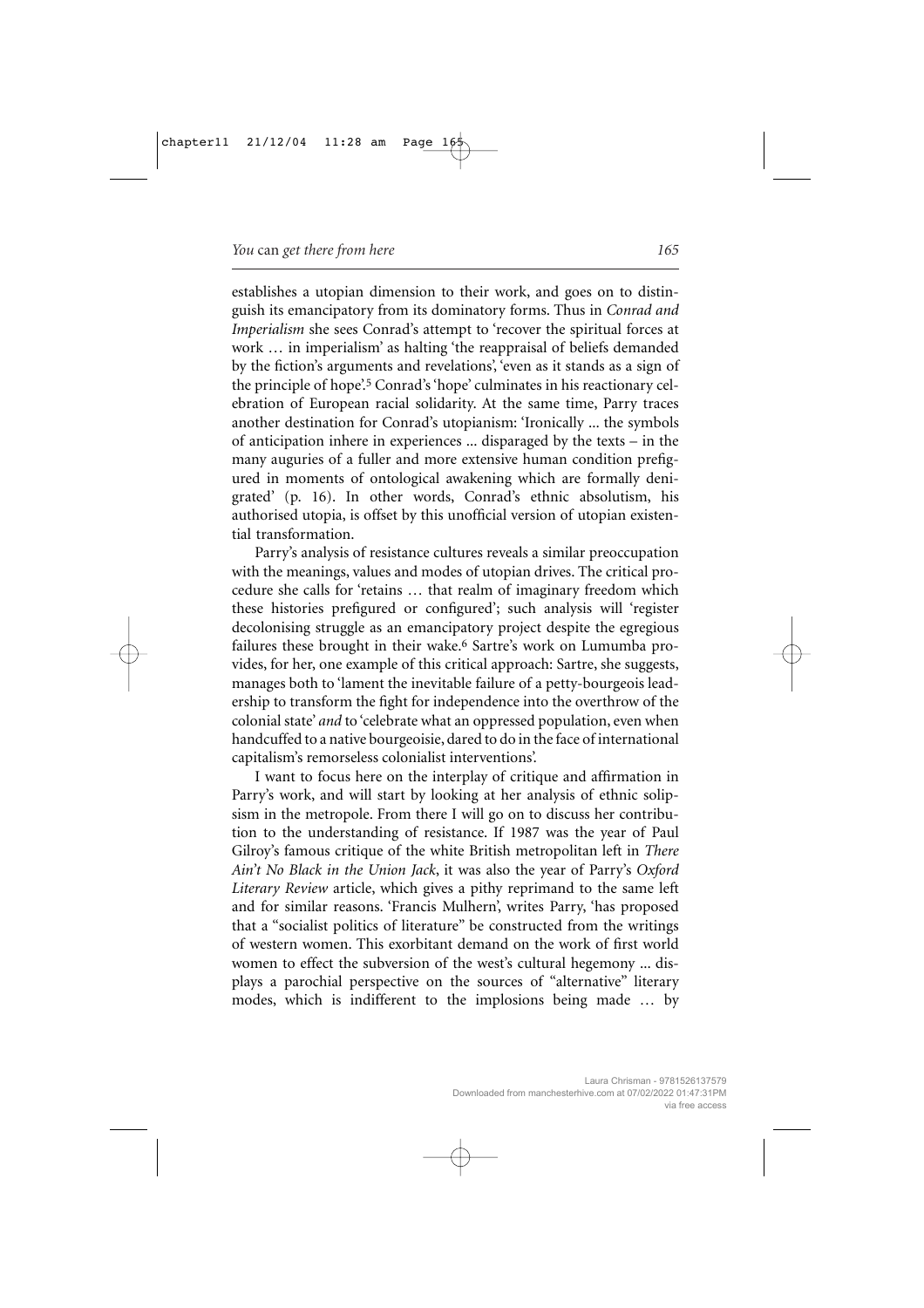establishes a utopian dimension to their work, and goes on to distinguish its emancipatory from its dominatory forms. Thus in *Conrad and Imperialism* she sees Conrad's attempt to 'recover the spiritual forces at work … in imperialism' as halting 'the reappraisal of beliefs demanded by the fiction's arguments and revelations', 'even as it stands as a sign of the principle of hope'.[5] Conrad's 'hope' culminates in his reactionary celebration of European racial solidarity. At the same time, Parry traces another destination for Conrad's utopianism: 'Ironically ... the symbols of anticipation inhere in experiences ... disparaged by the texts – in the many auguries of a fuller and more extensive human condition prefigured in moments of ontological awakening which are formally denigrated' (p. 16). In other words, Conrad's ethnic absolutism, his authorised utopia, is offset by this unofficial version of utopian existential transformation.

Parry's analysis of resistance cultures reveals a similar preoccupation with the meanings, values and modes of utopian drives. The critical procedure she calls for 'retains … that realm of imaginary freedom which these histories prefigured or configured'; such analysis will 'register decolonising struggle as an emancipatory project despite the egregious failures these brought in their wake.[6] Sartre's work on Lumumba provides, for her, one example of this critical approach: Sartre, she suggests, manages both to 'lament the inevitable failure of a petty-bourgeois leadership to transform the fight for independence into the overthrow of the colonial state' *and* to 'celebrate what an oppressed population, even when handcuffed to a native bourgeoisie, dared to do in the face of international capitalism's remorseless colonialist interventions'.

I want to focus here on the interplay of critique and affirmation in Parry's work, and will start by looking at her analysis of ethnic solipsism in the metropole. From there I will go on to discuss her contribution to the understanding of resistance. If 1987 was the year of Paul Gilroy's famous critique of the white British metropolitan left in *There Ain't No Black in the Union Jack*, it was also the year of Parry's *Oxford Literary Review* article, which gives a pithy reprimand to the same left and for similar reasons. 'Francis Mulhern', writes Parry, 'has proposed that a "socialist politics of literature" be constructed from the writings of western women. This exorbitant demand on the work of first world women to effect the subversion of the west's cultural hegemony ... displays a parochial perspective on the sources of "alternative" literary modes, which is indifferent to the implosions being made … by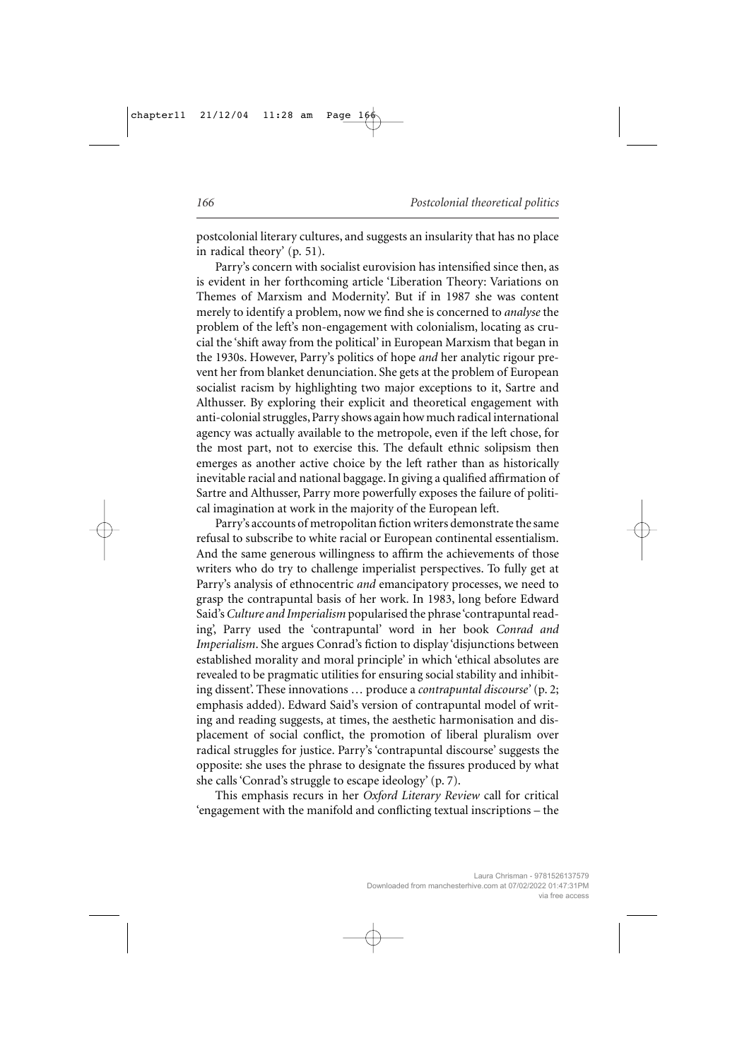postcolonial literary cultures, and suggests an insularity that has no place in radical theory' (p. 51).

Parry's concern with socialist eurovision has intensified since then, as is evident in her forthcoming article 'Liberation Theory: Variations on Themes of Marxism and Modernity'. But if in 1987 she was content merely to identify a problem, now we find she is concerned to *analyse* the problem of the left's non-engagement with colonialism, locating as crucial the 'shift away from the political' in European Marxism that began in the 1930s. However, Parry's politics of hope *and* her analytic rigour prevent her from blanket denunciation. She gets at the problem of European socialist racism by highlighting two major exceptions to it, Sartre and Althusser. By exploring their explicit and theoretical engagement with anti-colonial struggles, Parry shows again how much radical international agency was actually available to the metropole, even if the left chose, for the most part, not to exercise this. The default ethnic solipsism then emerges as another active choice by the left rather than as historically inevitable racial and national baggage. In giving a qualified affirmation of Sartre and Althusser, Parry more powerfully exposes the failure of political imagination at work in the majority of the European left.

Parry's accounts of metropolitan fiction writers demonstrate the same refusal to subscribe to white racial or European continental essentialism. And the same generous willingness to affirm the achievements of those writers who do try to challenge imperialist perspectives. To fully get at Parry's analysis of ethnocentric *and* emancipatory processes, we need to grasp the contrapuntal basis of her work. In 1983, long before Edward Said's *Culture and Imperialism* popularised the phrase 'contrapuntal reading', Parry used the 'contrapuntal' word in her book *Conrad and Imperialism*. She argues Conrad's fiction to display 'disjunctions between established morality and moral principle' in which 'ethical absolutes are revealed to be pragmatic utilities for ensuring social stability and inhibiting dissent'. These innovations … produce a *contrapuntal discourse*' (p. 2; emphasis added). Edward Said's version of contrapuntal model of writing and reading suggests, at times, the aesthetic harmonisation and displacement of social conflict, the promotion of liberal pluralism over radical struggles for justice. Parry's 'contrapuntal discourse' suggests the opposite: she uses the phrase to designate the fissures produced by what she calls 'Conrad's struggle to escape ideology' (p. 7).

This emphasis recurs in her *Oxford Literary Review* call for critical 'engagement with the manifold and conflicting textual inscriptions – the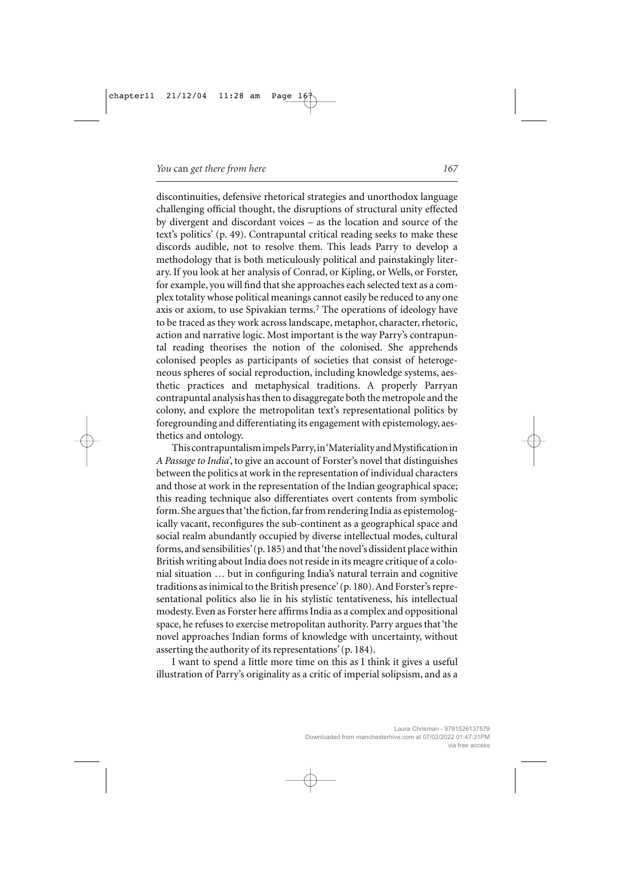discontinuities, defensive rhetorical strategies and unorthodox language challenging official thought, the disruptions of structural unity effected by divergent and discordant voices – as the location and source of the text's politics' (p. 49). Contrapuntal critical reading seeks to make these discords audible, not to resolve them. This leads Parry to develop a methodology that is both meticulously political and painstakingly literary. If you look at her analysis of Conrad, or Kipling, or Wells, or Forster, for example, you will find that she approaches each selected text as a complex totality whose political meanings cannot easily be reduced to any one axis or axiom, to use Spivakian terms.[7] The operations of ideology have to be traced as they work across landscape, metaphor, character, rhetoric, action and narrative logic. Most important is the way Parry's contrapuntal reading theorises the notion of the colonised. She apprehends colonised peoples as participants of societies that consist of heterogeneous spheres of social reproduction, including knowledge systems, aesthetic practices and metaphysical traditions. A properly Parryan contrapuntal analysis has then to disaggregate both the metropole and the colony, and explore the metropolitan text's representational politics by foregrounding and differentiating its engagement with epistemology, aesthetics and ontology.

This contrapuntalism impels Parry, in 'Materiality and Mystification in *A Passage to India*', to give an account of Forster's novel that distinguishes between the politics at work in the representation of individual characters and those at work in the representation of the Indian geographical space; this reading technique also differentiates overt contents from symbolic form. She argues that 'the fiction, far from rendering India as epistemologically vacant, reconfigures the sub-continent as a geographical space and social realm abundantly occupied by diverse intellectual modes, cultural forms, and sensibilities' (p. 185) and that 'the novel's dissident place within British writing about India does not reside in its meagre critique of a colonial situation … but in configuring India's natural terrain and cognitive traditions as inimical to the British presence' (p. 180). And Forster's representational politics also lie in his stylistic tentativeness, his intellectual modesty. Even as Forster here affirms India as a complex and oppositional space, he refuses to exercise metropolitan authority. Parry argues that 'the novel approaches Indian forms of knowledge with uncertainty, without asserting the authority of its representations' (p. 184).

I want to spend a little more time on this as I think it gives a useful illustration of Parry's originality as a critic of imperial solipsism, and as a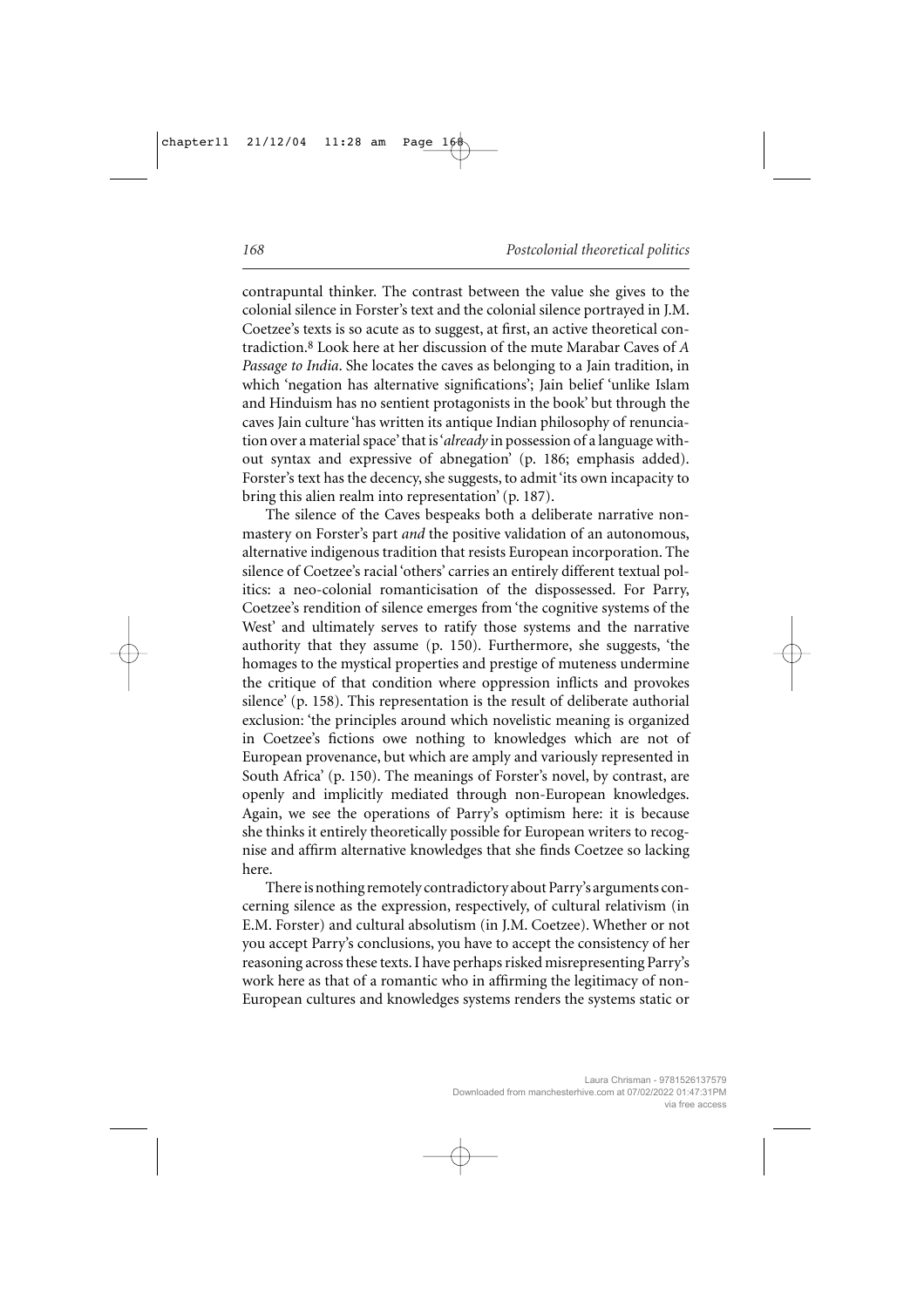contrapuntal thinker. The contrast between the value she gives to the colonial silence in Forster's text and the colonial silence portrayed in J.M. Coetzee's texts is so acute as to suggest, at first, an active theoretical contradiction.[8] Look here at her discussion of the mute Marabar Caves of *A Passage to India*. She locates the caves as belonging to a Jain tradition, in which 'negation has alternative significations'; Jain belief 'unlike Islam and Hinduism has no sentient protagonists in the book' but through the caves Jain culture 'has written its antique Indian philosophy of renunciation over a material space' that is '*already* in possession of a language without syntax and expressive of abnegation' (p. 186; emphasis added). Forster's text has the decency, she suggests, to admit 'its own incapacity to bring this alien realm into representation' (p. 187).

The silence of the Caves bespeaks both a deliberate narrative nonmastery on Forster's part *and* the positive validation of an autonomous, alternative indigenous tradition that resists European incorporation. The silence of Coetzee's racial 'others' carries an entirely different textual politics: a neo-colonial romanticisation of the dispossessed. For Parry, Coetzee's rendition of silence emerges from 'the cognitive systems of the West' and ultimately serves to ratify those systems and the narrative authority that they assume (p. 150). Furthermore, she suggests, 'the homages to the mystical properties and prestige of muteness undermine the critique of that condition where oppression inflicts and provokes silence' (p. 158). This representation is the result of deliberate authorial exclusion: 'the principles around which novelistic meaning is organized in Coetzee's fictions owe nothing to knowledges which are not of European provenance, but which are amply and variously represented in South Africa' (p. 150). The meanings of Forster's novel, by contrast, are openly and implicitly mediated through non-European knowledges. Again, we see the operations of Parry's optimism here: it is because she thinks it entirely theoretically possible for European writers to recognise and affirm alternative knowledges that she finds Coetzee so lacking here.

There is nothing remotely contradictory about Parry's arguments concerning silence as the expression, respectively, of cultural relativism (in E.M. Forster) and cultural absolutism (in J.M. Coetzee). Whether or not you accept Parry's conclusions, you have to accept the consistency of her reasoning across these texts. I have perhaps risked misrepresenting Parry's work here as that of a romantic who in affirming the legitimacy of non-European cultures and knowledges systems renders the systems static or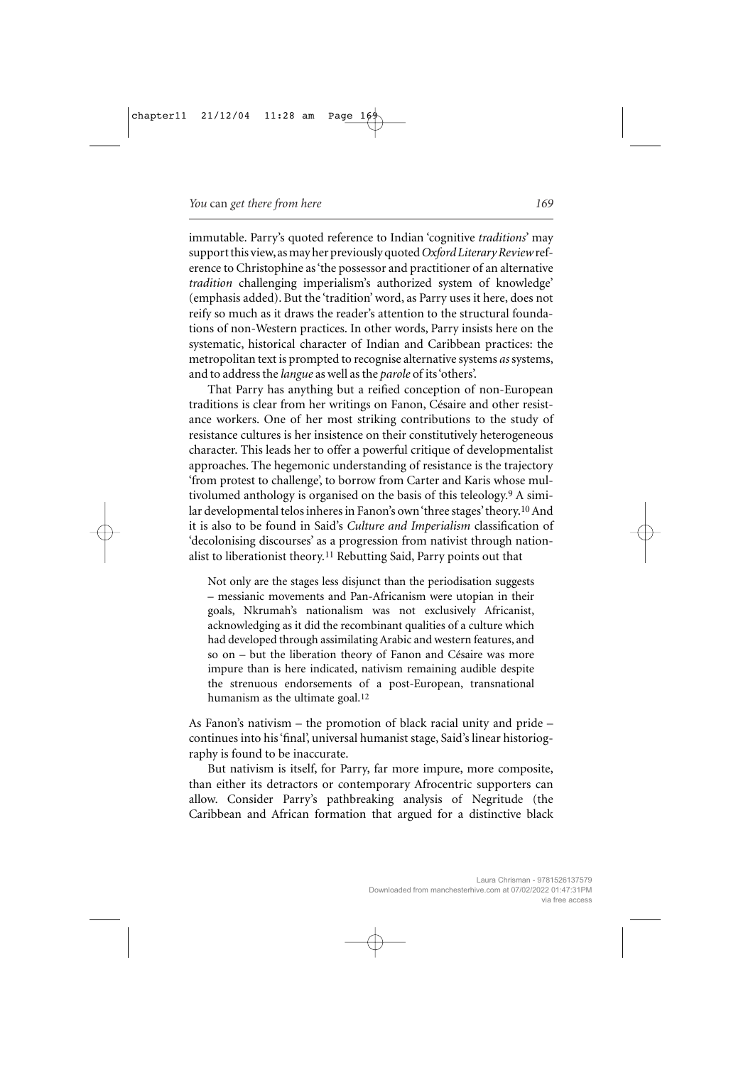immutable. Parry's quoted reference to Indian 'cognitive *traditions*' may support this view, as may her previously quoted *Oxford Literary Review* reference to Christophine as 'the possessor and practitioner of an alternative *tradition* challenging imperialism's authorized system of knowledge' (emphasis added). But the 'tradition' word, as Parry uses it here, does not reify so much as it draws the reader's attention to the structural foundations of non-Western practices. In other words, Parry insists here on the systematic, historical character of Indian and Caribbean practices: the metropolitan text is prompted to recognise alternative systems *as* systems, and to address the *langue* as well as the *parole* of its 'others'.

That Parry has anything but a reified conception of non-European traditions is clear from her writings on Fanon, Césaire and other resistance workers. One of her most striking contributions to the study of resistance cultures is her insistence on their constitutively heterogeneous character. This leads her to offer a powerful critique of developmentalist approaches. The hegemonic understanding of resistance is the trajectory 'from protest to challenge', to borrow from Carter and Karis whose multivolumed anthology is organised on the basis of this teleology.[9] A similar developmental telos inheres in Fanon's own 'three stages' theory.[10] And it is also to be found in Said's *Culture and Imperialism* classification of 'decolonising discourses' as a progression from nativist through nationalist to liberationist theory.[11] Rebutting Said, Parry points out that

> Not only are the stages less disjunct than the periodisation suggests – messianic movements and Pan-Africanism were utopian in their goals, Nkrumah's nationalism was not exclusively Africanist, acknowledging as it did the recombinant qualities of a culture which had developed through assimilating Arabic and western features, and so on – but the liberation theory of Fanon and Césaire was more impure than is here indicated, nativism remaining audible despite the strenuous endorsements of a post-European, transnational humanism as the ultimate goal.[12]

As Fanon's nativism – the promotion of black racial unity and pride – continues into his 'final', universal humanist stage, Said's linear historiography is found to be inaccurate.

But nativism is itself, for Parry, far more impure, more composite, than either its detractors or contemporary Afrocentric supporters can allow. Consider Parry's pathbreaking analysis of Negritude (the Caribbean and African formation that argued for a distinctive black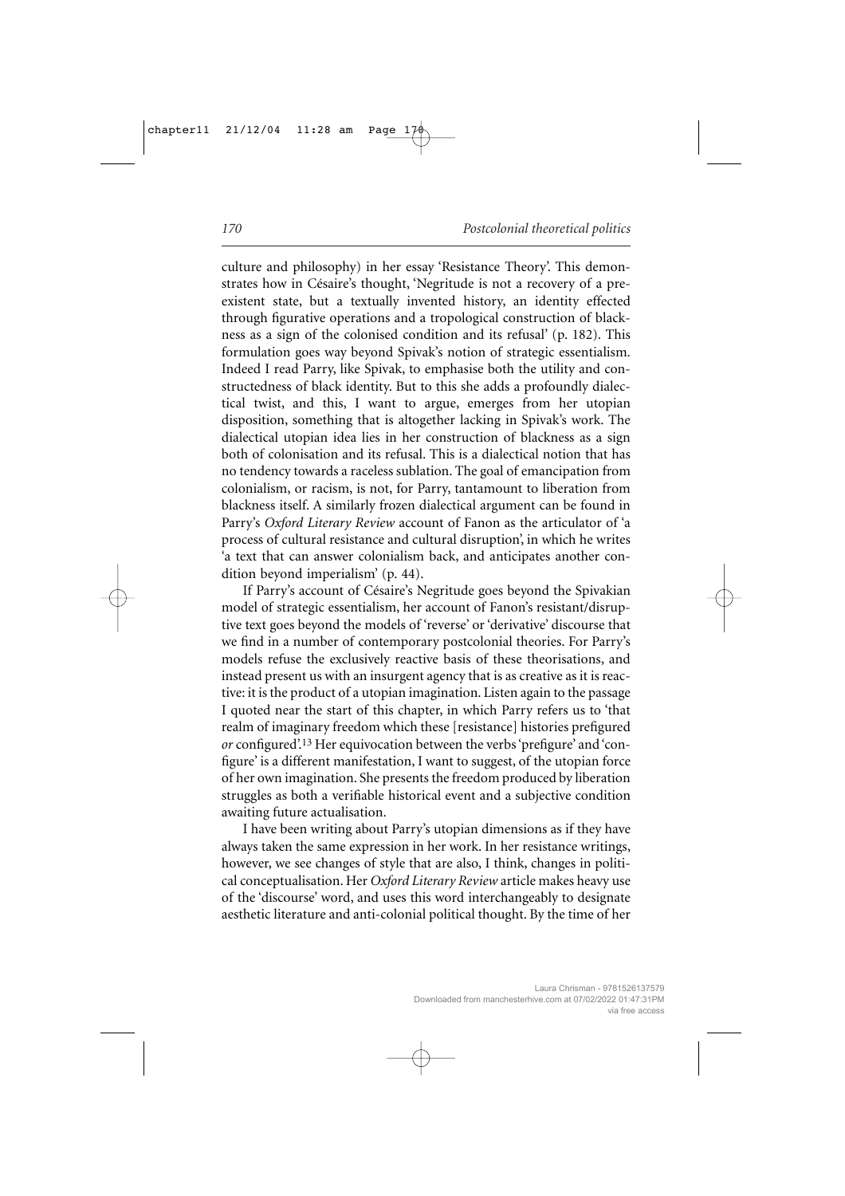culture and philosophy) in her essay 'Resistance Theory'. This demonstrates how in Césaire's thought, 'Negritude is not a recovery of a pre-existent state, but a textually invented history, an identity effected through figurative operations and a tropological construction of blackness as a sign of the colonised condition and its refusal' (p. 182). This formulation goes way beyond Spivak's notion of strategic essentialism. Indeed I read Parry, like Spivak, to emphasise both the utility and constructedness of black identity. But to this she adds a profoundly dialectical twist, and this, I want to argue, emerges from her utopian disposition, something that is altogether lacking in Spivak's work. The dialectical utopian idea lies in her construction of blackness as a sign both of colonisation and its refusal. This is a dialectical notion that has no tendency towards a raceless sublation. The goal of emancipation from colonialism, or racism, is not, for Parry, tantamount to liberation from blackness itself. A similarly frozen dialectical argument can be found in Parry's *Oxford Literary Review* account of Fanon as the articulator of 'a process of cultural resistance and cultural disruption', in which he writes 'a text that can answer colonialism back, and anticipates another condition beyond imperialism' (p. 44).

If Parry's account of Césaire's Negritude goes beyond the Spivakian model of strategic essentialism, her account of Fanon's resistant/disruptive text goes beyond the models of 'reverse' or 'derivative' discourse that we find in a number of contemporary postcolonial theories. For Parry's models refuse the exclusively reactive basis of these theorisations, and instead present us with an insurgent agency that is as creative as it is reactive: it is the product of a utopian imagination. Listen again to the passage I quoted near the start of this chapter, in which Parry refers us to 'that realm of imaginary freedom which these [resistance] histories prefigured *or* configured'.[13] Her equivocation between the verbs 'prefigure' and 'configure' is a different manifestation, I want to suggest, of the utopian force of her own imagination. She presents the freedom produced by liberation struggles as both a verifiable historical event and a subjective condition awaiting future actualisation.

I have been writing about Parry's utopian dimensions as if they have always taken the same expression in her work. In her resistance writings, however, we see changes of style that are also, I think, changes in political conceptualisation. Her *Oxford Literary Review* article makes heavy use of the 'discourse' word, and uses this word interchangeably to designate aesthetic literature and anti-colonial political thought. By the time of her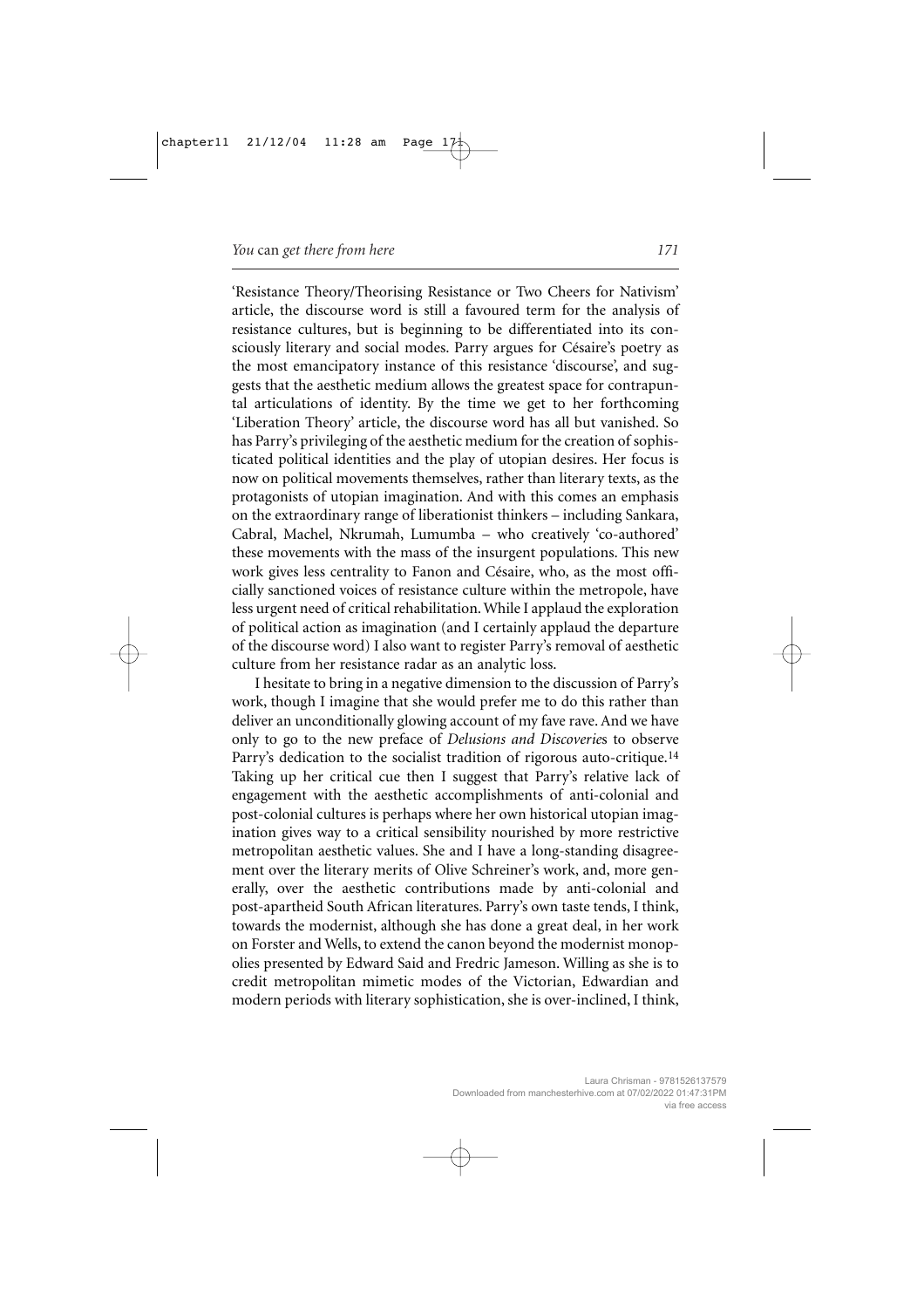'Resistance Theory/Theorising Resistance or Two Cheers for Nativism' article, the discourse word is still a favoured term for the analysis of resistance cultures, but is beginning to be differentiated into its consciously literary and social modes. Parry argues for Césaire's poetry as the most emancipatory instance of this resistance 'discourse', and suggests that the aesthetic medium allows the greatest space for contrapuntal articulations of identity. By the time we get to her forthcoming 'Liberation Theory' article, the discourse word has all but vanished. So has Parry's privileging of the aesthetic medium for the creation of sophisticated political identities and the play of utopian desires. Her focus is now on political movements themselves, rather than literary texts, as the protagonists of utopian imagination. And with this comes an emphasis on the extraordinary range of liberationist thinkers – including Sankara, Cabral, Machel, Nkrumah, Lumumba – who creatively 'co-authored' these movements with the mass of the insurgent populations. This new work gives less centrality to Fanon and Césaire, who, as the most officially sanctioned voices of resistance culture within the metropole, have less urgent need of critical rehabilitation. While I applaud the exploration of political action as imagination (and I certainly applaud the departure of the discourse word) I also want to register Parry's removal of aesthetic culture from her resistance radar as an analytic loss.

I hesitate to bring in a negative dimension to the discussion of Parry's work, though I imagine that she would prefer me to do this rather than deliver an unconditionally glowing account of my fave rave. And we have only to go to the new preface of *Delusions and Discoveries* to observe Parry's dedication to the socialist tradition of rigorous auto-critique.[14] Taking up her critical cue then I suggest that Parry's relative lack of engagement with the aesthetic accomplishments of anti-colonial and post-colonial cultures is perhaps where her own historical utopian imagination gives way to a critical sensibility nourished by more restrictive metropolitan aesthetic values. She and I have a long-standing disagreement over the literary merits of Olive Schreiner's work, and, more generally, over the aesthetic contributions made by anti-colonial and post-apartheid South African literatures. Parry's own taste tends, I think, towards the modernist, although she has done a great deal, in her work on Forster and Wells, to extend the canon beyond the modernist monopolies presented by Edward Said and Fredric Jameson. Willing as she is to credit metropolitan mimetic modes of the Victorian, Edwardian and modern periods with literary sophistication, she is over-inclined, I think,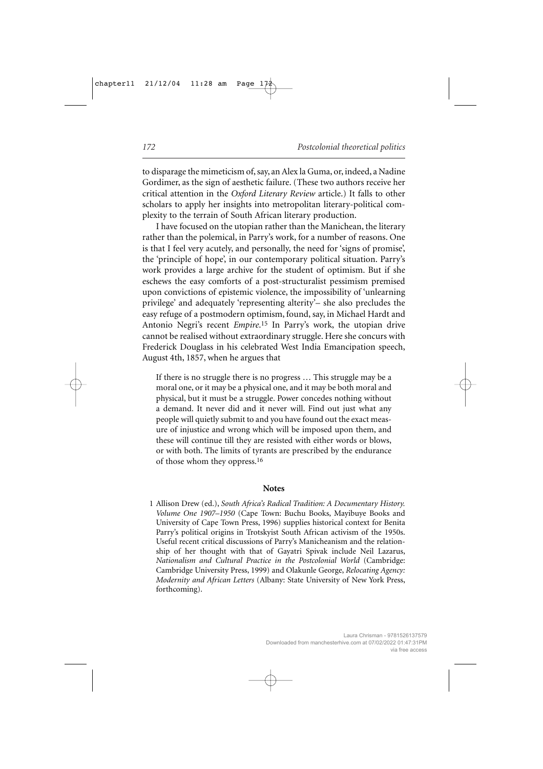to disparage the mimeticism of, say, an Alex la Guma, or, indeed, a Nadine Gordimer, as the sign of aesthetic failure. (These two authors receive her critical attention in the *Oxford Literary Review* article.) It falls to other scholars to apply her insights into metropolitan literary-political complexity to the terrain of South African literary production.

I have focused on the utopian rather than the Manichean, the literary rather than the polemical, in Parry's work, for a number of reasons. One is that I feel very acutely, and personally, the need for 'signs of promise', the 'principle of hope', in our contemporary political situation. Parry's work provides a large archive for the student of optimism. But if she eschews the easy comforts of a post-structuralist pessimism premised upon convictions of epistemic violence, the impossibility of 'unlearning privilege' and adequately 'representing alterity'– she also precludes the easy refuge of a postmodern optimism, found, say, in Michael Hardt and Antonio Negri's recent *Empire*.[15] In Parry's work, the utopian drive cannot be realised without extraordinary struggle. Here she concurs with Frederick Douglass in his celebrated West India Emancipation speech, August 4th, 1857, when he argues that

> If there is no struggle there is no progress … This struggle may be a moral one, or it may be a physical one, and it may be both moral and physical, but it must be a struggle. Power concedes nothing without a demand. It never did and it never will. Find out just what any people will quietly submit to and you have found out the exact measure of injustice and wrong which will be imposed upon them, and these will continue till they are resisted with either words or blows, or with both. The limits of tyrants are prescribed by the endurance of those whom they oppress.[16]

## Notes

1 Allison Drew (ed.), *South Africa's Radical Tradition: A Documentary History. Volume One 1907–1950* (Cape Town: Buchu Books, Mayibuye Books and University of Cape Town Press, 1996) supplies historical context for Benita Parry's political origins in Trotskyist South African activism of the 1950s. Useful recent critical discussions of Parry's Manicheanism and the relationship of her thought with that of Gayatri Spivak include Neil Lazarus, *Nationalism and Cultural Practice in the Postcolonial World* (Cambridge: Cambridge University Press, 1999) and Olakunle George, *Relocating Agency: Modernity and African Letters* (Albany: State University of New York Press, forthcoming).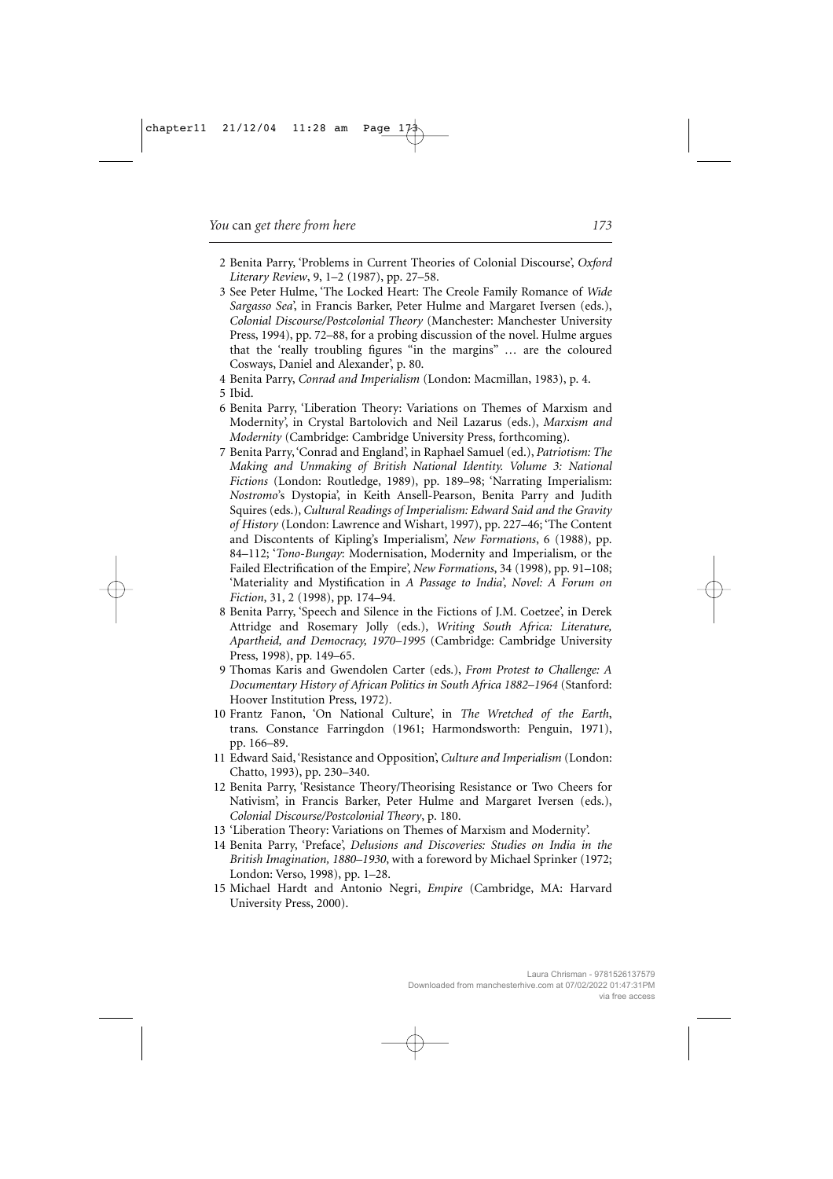2 Benita Parry, 'Problems in Current Theories of Colonial Discourse', *Oxford Literary Review*, 9, 1–2 (1987), pp. 27–58.

3 See Peter Hulme, 'The Locked Heart: The Creole Family Romance of *Wide Sargasso Sea*', in Francis Barker, Peter Hulme and Margaret Iversen (eds.), *Colonial Discourse/Postcolonial Theory* (Manchester: Manchester University Press, 1994), pp. 72–88, for a probing discussion of the novel. Hulme argues that the 'really troubling figures "in the margins" … are the coloured Cosways, Daniel and Alexander', p. 80.

4 Benita Parry, *Conrad and Imperialism* (London: Macmillan, 1983), p. 4.

5 Ibid.

6 Benita Parry, 'Liberation Theory: Variations on Themes of Marxism and Modernity', in Crystal Bartolovich and Neil Lazarus (eds.), *Marxism and Modernity* (Cambridge: Cambridge University Press, forthcoming).

7 Benita Parry, 'Conrad and England', in Raphael Samuel (ed.), *Patriotism: The Making and Unmaking of British National Identity. Volume 3: National Fictions* (London: Routledge, 1989), pp. 189–98; 'Narrating Imperialism: *Nostromo*'s Dystopia', in Keith Ansell-Pearson, Benita Parry and Judith Squires (eds.), *Cultural Readings of Imperialism: Edward Said and the Gravity of History* (London: Lawrence and Wishart, 1997), pp. 227–46; 'The Content and Discontents of Kipling's Imperialism', *New Formations*, 6 (1988), pp. 84–112; '*Tono-Bungay*: Modernisation, Modernity and Imperialism, or the Failed Electrification of the Empire', *New Formations*, 34 (1998), pp. 91–108; 'Materiality and Mystification in *A Passage to India*', *Novel: A Forum on Fiction*, 31, 2 (1998), pp. 174–94.

8 Benita Parry, 'Speech and Silence in the Fictions of J.M. Coetzee', in Derek Attridge and Rosemary Jolly (eds.), *Writing South Africa: Literature, Apartheid, and Democracy, 1970–1995* (Cambridge: Cambridge University Press, 1998), pp. 149–65.

9 Thomas Karis and Gwendolen Carter (eds.), *From Protest to Challenge: A Documentary History of African Politics in South Africa 1882–1964* (Stanford: Hoover Institution Press, 1972).

10 Frantz Fanon, 'On National Culture', in *The Wretched of the Earth*, trans. Constance Farringdon (1961; Harmondsworth: Penguin, 1971), pp. 166–89.

11 Edward Said, 'Resistance and Opposition', *Culture and Imperialism* (London: Chatto, 1993), pp. 230–340.

12 Benita Parry, 'Resistance Theory/Theorising Resistance or Two Cheers for Nativism', in Francis Barker, Peter Hulme and Margaret Iversen (eds.), *Colonial Discourse/Postcolonial Theory*, p. 180.

13 'Liberation Theory: Variations on Themes of Marxism and Modernity'.

14 Benita Parry, 'Preface', *Delusions and Discoveries: Studies on India in the British Imagination, 1880–1930*, with a foreword by Michael Sprinker (1972; London: Verso, 1998), pp. 1–28.

15 Michael Hardt and Antonio Negri, *Empire* (Cambridge, MA: Harvard University Press, 2000).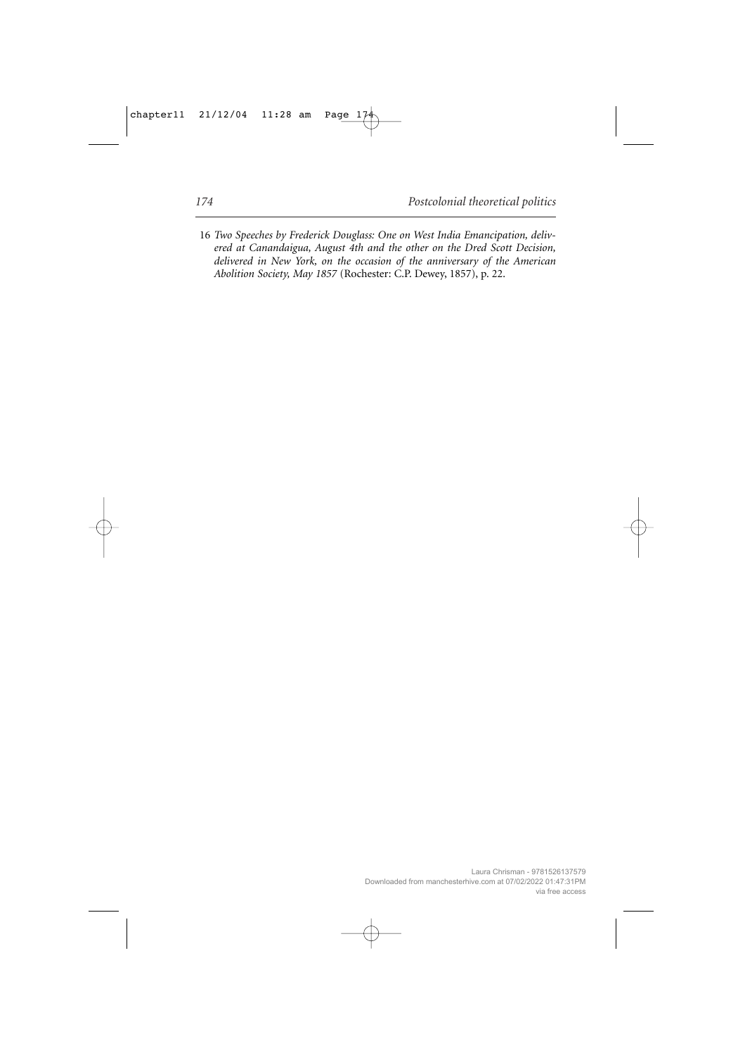16 *Two Speeches by Frederick Douglass: One on West India Emancipation, delivered at Canandaigua, August 4th and the other on the Dred Scott Decision, delivered in New York, on the occasion of the anniversary of the American Abolition Society, May 1857* (Rochester: C.P. Dewey, 1857), p. 22.